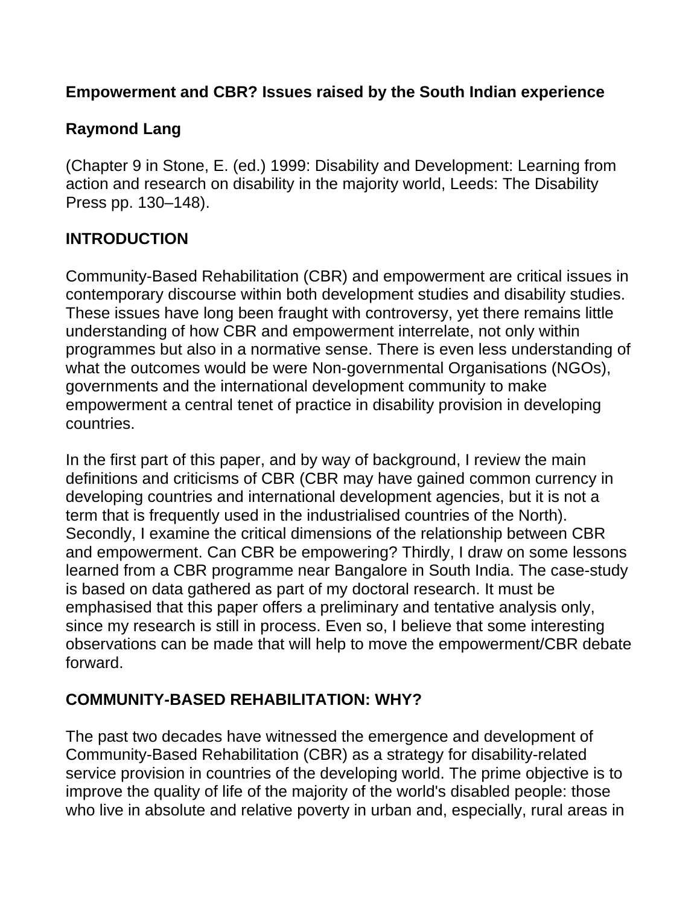# Empowerment and CBR? Issues raised by the South Indian experience

## Raymond Lang

(Chapter 9 in Stone, E. (ed.) 1999: Disability and Development: Learning from action and research on disability in the majority world, Leeds: The Disability Press pp. 130–148).

## INTRODUCTION

Community-Based Rehabilitation (CBR) and empowerment are critical issues in contemporary discourse within both development studies and disability studies. These issues have long been fraught with controversy, yet there remains little understanding of how CBR and empowerment interrelate, not only within programmes but also in a normative sense. There is even less understanding of what the outcomes would be were Non-governmental Organisations (NGOs), governments and the international development community to make empowerment a central tenet of practice in disability provision in developing countries.

In the first part of this paper, and by way of background, I review the main definitions and criticisms of CBR (CBR may have gained common currency in developing countries and international development agencies, but it is not a term that is frequently used in the industrialised countries of the North). Secondly, I examine the critical dimensions of the relationship between CBR and empowerment. Can CBR be empowering? Thirdly, I draw on some lessons learned from a CBR programme near Bangalore in South India. The case-study is based on data gathered as part of my doctoral research. It must be emphasised that this paper offers a preliminary and tentative analysis only, since my research is still in process. Even so, I believe that some interesting observations can be made that will help to move the empowerment/CBR debate forward.

## COMMUNITY-BASED REHABILITATION: WHY?

The past two decades have witnessed the emergence and development of Community-Based Rehabilitation (CBR) as a strategy for disability-related service provision in countries of the developing world. The prime objective is to improve the quality of life of the majority of the world's disabled people: those who live in absolute and relative poverty in urban and, especially, rural areas in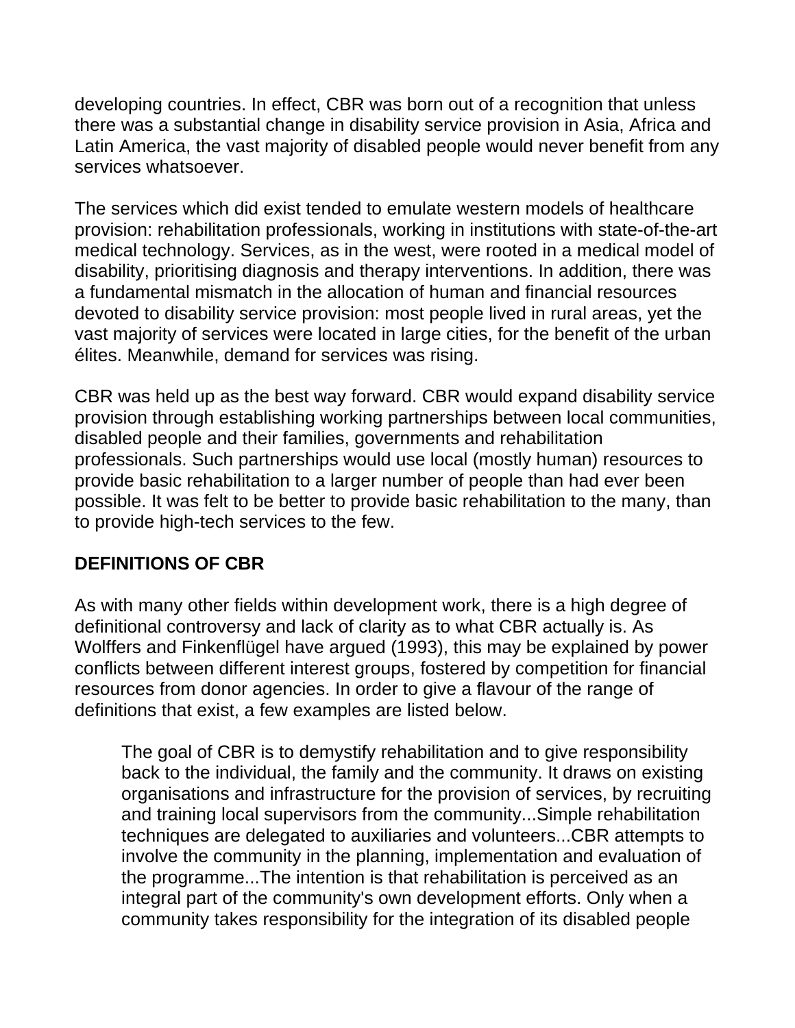developing countries. In effect, CBR was born out of a recognition that unless there was a substantial change in disability service provision in Asia, Africa and Latin America, the vast majority of disabled people would never benefit from any services whatsoever.

The services which did exist tended to emulate western models of healthcare provision: rehabilitation professionals, working in institutions with state-of-the-art medical technology. Services, as in the west, were rooted in a medical model of disability, prioritising diagnosis and therapy interventions. In addition, there was a fundamental mismatch in the allocation of human and financial resources devoted to disability service provision: most people lived in rural areas, yet the vast majority of services were located in large cities, for the benefit of the urban élites. Meanwhile, demand for services was rising.

CBR was held up as the best way forward. CBR would expand disability service provision through establishing working partnerships between local communities, disabled people and their families, governments and rehabilitation professionals. Such partnerships would use local (mostly human) resources to provide basic rehabilitation to a larger number of people than had ever been possible. It was felt to be better to provide basic rehabilitation to the many, than to provide high-tech services to the few.

## DEFINITIONS OF CBR

As with many other fields within development work, there is a high degree of definitional controversy and lack of clarity as to what CBR actually is. As Wolffers and Finkenflügel have argued (1993), this may be explained by power conflicts between different interest groups, fostered by competition for financial resources from donor agencies. In order to give a flavour of the range of definitions that exist, a few examples are listed below.

> The goal of CBR is to demystify rehabilitation and to give responsibility back to the individual, the family and the community. It draws on existing organisations and infrastructure for the provision of services, by recruiting and training local supervisors from the community...Simple rehabilitation techniques are delegated to auxiliaries and volunteers...CBR attempts to involve the community in the planning, implementation and evaluation of the programme...The intention is that rehabilitation is perceived as an integral part of the community's own development efforts. Only when a community takes responsibility for the integration of its disabled people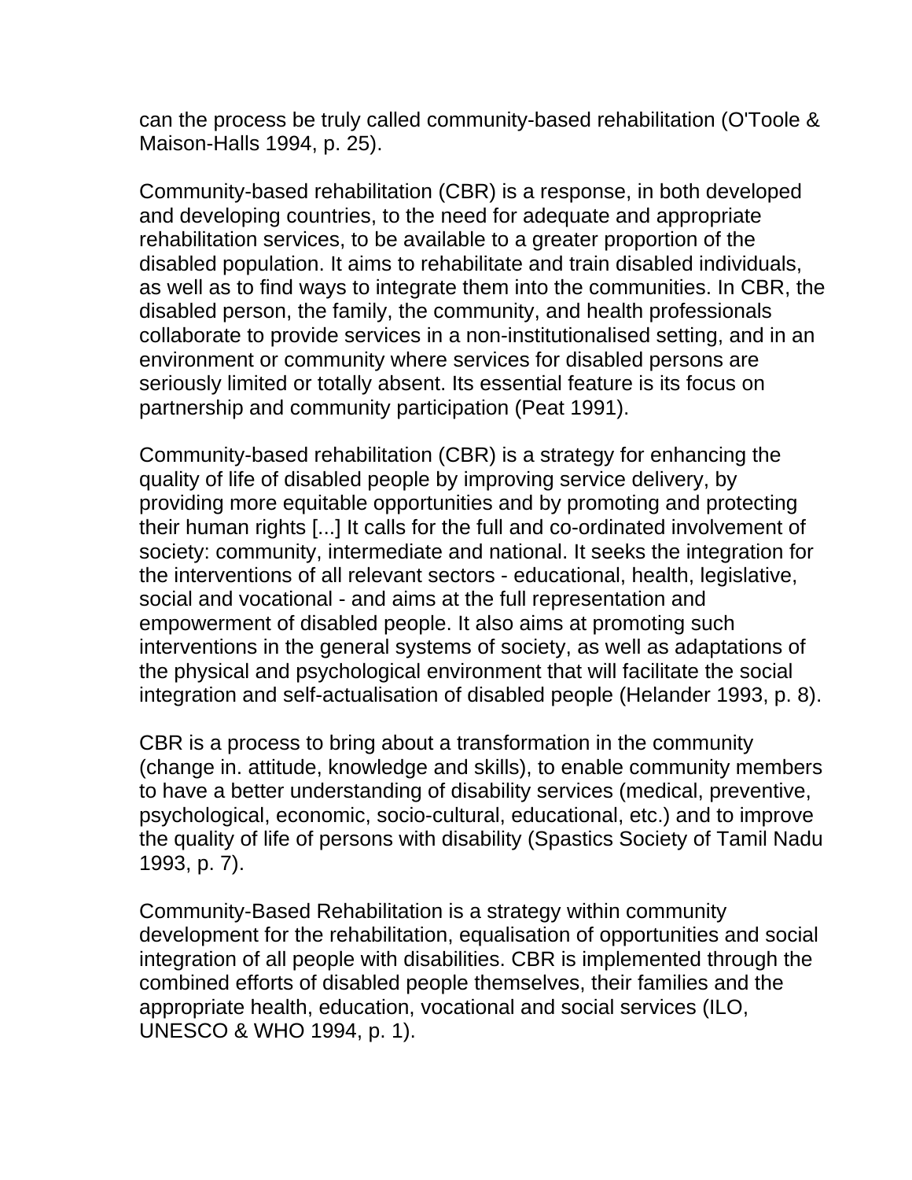can the process be truly called community-based rehabilitation (O'Toole & Maison-Halls 1994, p. 25).

Community-based rehabilitation (CBR) is a response, in both developed and developing countries, to the need for adequate and appropriate rehabilitation services, to be available to a greater proportion of the disabled population. It aims to rehabilitate and train disabled individuals, as well as to find ways to integrate them into the communities. In CBR, the disabled person, the family, the community, and health professionals collaborate to provide services in a non-institutionalised setting, and in an environment or community where services for disabled persons are seriously limited or totally absent. Its essential feature is its focus on partnership and community participation (Peat 1991).

Community-based rehabilitation (CBR) is a strategy for enhancing the quality of life of disabled people by improving service delivery, by providing more equitable opportunities and by promoting and protecting their human rights [...] It calls for the full and co-ordinated involvement of society: community, intermediate and national. It seeks the integration for the interventions of all relevant sectors - educational, health, legislative, social and vocational - and aims at the full representation and empowerment of disabled people. It also aims at promoting such interventions in the general systems of society, as well as adaptations of the physical and psychological environment that will facilitate the social integration and self-actualisation of disabled people (Helander 1993, p. 8).

CBR is a process to bring about a transformation in the community (change in. attitude, knowledge and skills), to enable community members to have a better understanding of disability services (medical, preventive, psychological, economic, socio-cultural, educational, etc.) and to improve the quality of life of persons with disability (Spastics Society of Tamil Nadu 1993, p. 7).

Community-Based Rehabilitation is a strategy within community development for the rehabilitation, equalisation of opportunities and social integration of all people with disabilities. CBR is implemented through the combined efforts of disabled people themselves, their families and the appropriate health, education, vocational and social services (ILO, UNESCO & WHO 1994, p. 1).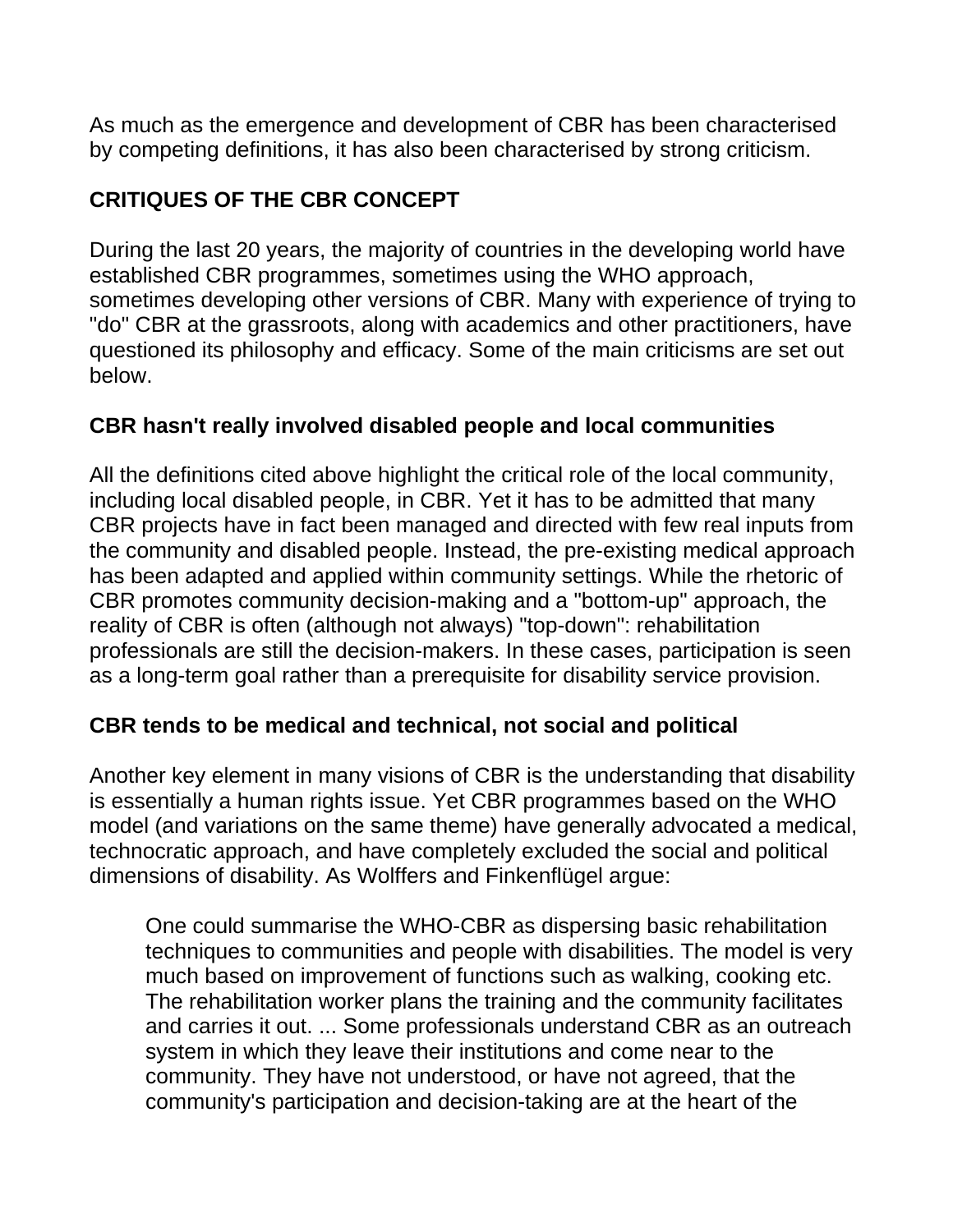As much as the emergence and development of CBR has been characterised by competing definitions, it has also been characterised by strong criticism.

## CRITIQUES OF THE CBR CONCEPT

During the last 20 years, the majority of countries in the developing world have established CBR programmes, sometimes using the WHO approach, sometimes developing other versions of CBR. Many with experience of trying to "do" CBR at the grassroots, along with academics and other practitioners, have questioned its philosophy and efficacy. Some of the main criticisms are set out below.

### CBR hasn't really involved disabled people and local communities

All the definitions cited above highlight the critical role of the local community, including local disabled people, in CBR. Yet it has to be admitted that many CBR projects have in fact been managed and directed with few real inputs from the community and disabled people. Instead, the pre-existing medical approach has been adapted and applied within community settings. While the rhetoric of CBR promotes community decision-making and a "bottom-up" approach, the reality of CBR is often (although not always) "top-down": rehabilitation professionals are still the decision-makers. In these cases, participation is seen as a long-term goal rather than a prerequisite for disability service provision.

### CBR tends to be medical and technical, not social and political

Another key element in many visions of CBR is the understanding that disability is essentially a human rights issue. Yet CBR programmes based on the WHO model (and variations on the same theme) have generally advocated a medical, technocratic approach, and have completely excluded the social and political dimensions of disability. As Wolffers and Finkenflügel argue:

> One could summarise the WHO-CBR as dispersing basic rehabilitation techniques to communities and people with disabilities. The model is very much based on improvement of functions such as walking, cooking etc. The rehabilitation worker plans the training and the community facilitates and carries it out. ... Some professionals understand CBR as an outreach system in which they leave their institutions and come near to the community. They have not understood, or have not agreed, that the community's participation and decision-taking are at the heart of the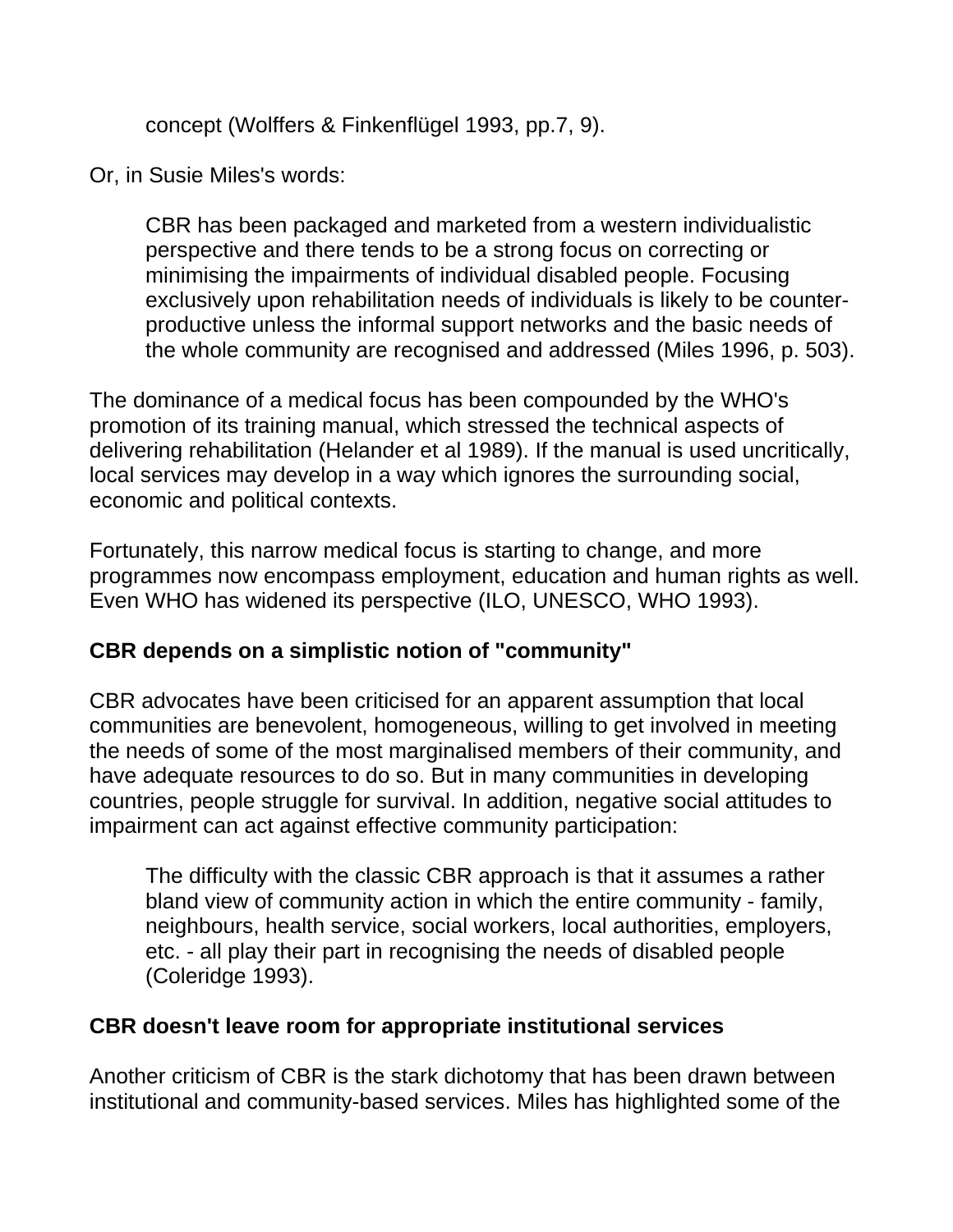> concept (Wolffers & Finkenflügel 1993, pp.7, 9).

Or, in Susie Miles's words:

> CBR has been packaged and marketed from a western individualistic perspective and there tends to be a strong focus on correcting or minimising the impairments of individual disabled people. Focusing exclusively upon rehabilitation needs of individuals is likely to be counter-productive unless the informal support networks and the basic needs of the whole community are recognised and addressed (Miles 1996, p. 503).

The dominance of a medical focus has been compounded by the WHO's promotion of its training manual, which stressed the technical aspects of delivering rehabilitation (Helander et al 1989). If the manual is used uncritically, local services may develop in a way which ignores the surrounding social, economic and political contexts.

Fortunately, this narrow medical focus is starting to change, and more programmes now encompass employment, education and human rights as well. Even WHO has widened its perspective (ILO, UNESCO, WHO 1993).

**CBR depends on a simplistic notion of "community"**

CBR advocates have been criticised for an apparent assumption that local communities are benevolent, homogeneous, willing to get involved in meeting the needs of some of the most marginalised members of their community, and have adequate resources to do so. But in many communities in developing countries, people struggle for survival. In addition, negative social attitudes to impairment can act against effective community participation:

> The difficulty with the classic CBR approach is that it assumes a rather bland view of community action in which the entire community - family, neighbours, health service, social workers, local authorities, employers, etc. - all play their part in recognising the needs of disabled people (Coleridge 1993).

**CBR doesn't leave room for appropriate institutional services**

Another criticism of CBR is the stark dichotomy that has been drawn between institutional and community-based services. Miles has highlighted some of the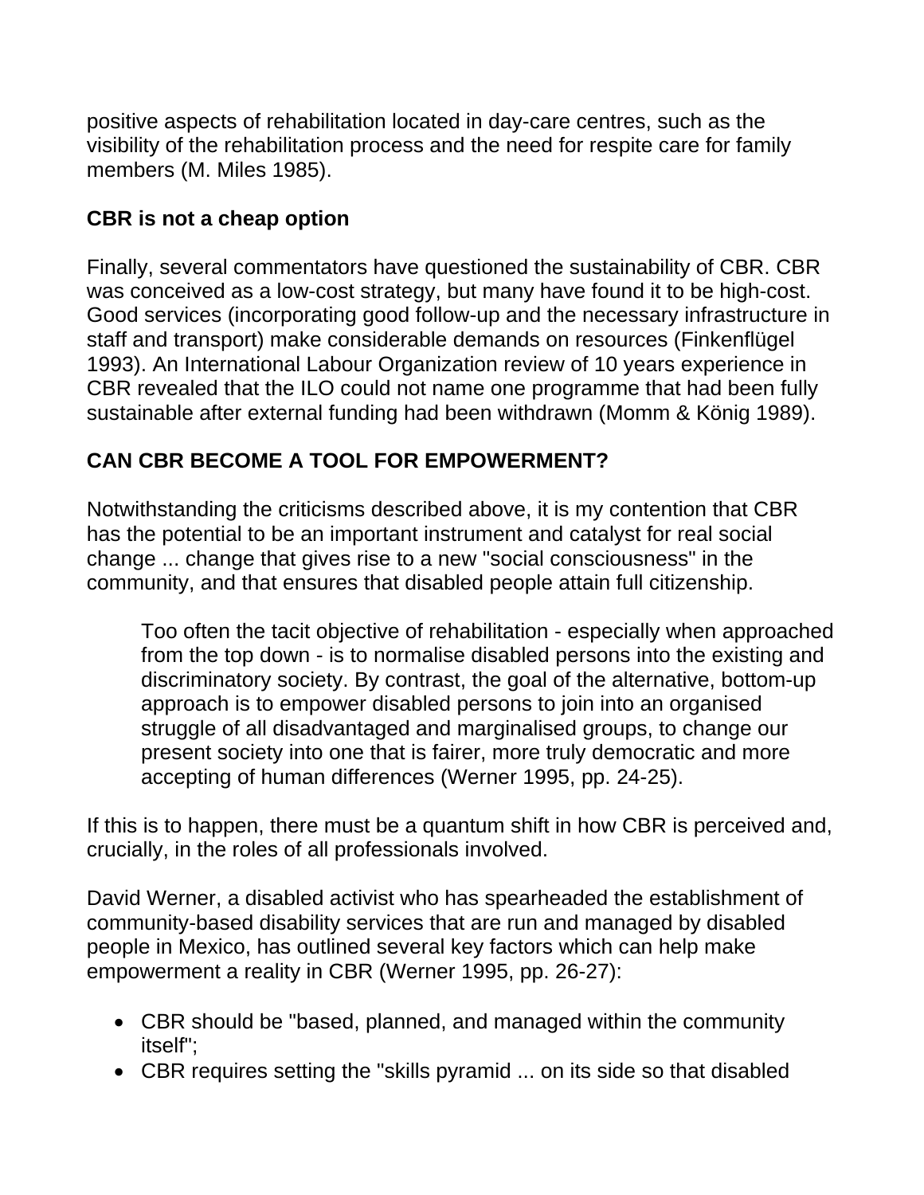positive aspects of rehabilitation located in day-care centres, such as the visibility of the rehabilitation process and the need for respite care for family members (M. Miles 1985).

### CBR is not a cheap option

Finally, several commentators have questioned the sustainability of CBR. CBR was conceived as a low-cost strategy, but many have found it to be high-cost. Good services (incorporating good follow-up and the necessary infrastructure in staff and transport) make considerable demands on resources (Finkenflügel 1993). An International Labour Organization review of 10 years experience in CBR revealed that the ILO could not name one programme that had been fully sustainable after external funding had been withdrawn (Momm & König 1989).

## CAN CBR BECOME A TOOL FOR EMPOWERMENT?

Notwithstanding the criticisms described above, it is my contention that CBR has the potential to be an important instrument and catalyst for real social change ... change that gives rise to a new "social consciousness" in the community, and that ensures that disabled people attain full citizenship.

> Too often the tacit objective of rehabilitation - especially when approached from the top down - is to normalise disabled persons into the existing and discriminatory society. By contrast, the goal of the alternative, bottom-up approach is to empower disabled persons to join into an organised struggle of all disadvantaged and marginalised groups, to change our present society into one that is fairer, more truly democratic and more accepting of human differences (Werner 1995, pp. 24-25).

If this is to happen, there must be a quantum shift in how CBR is perceived and, crucially, in the roles of all professionals involved.

David Werner, a disabled activist who has spearheaded the establishment of community-based disability services that are run and managed by disabled people in Mexico, has outlined several key factors which can help make empowerment a reality in CBR (Werner 1995, pp. 26-27):

- CBR should be "based, planned, and managed within the community itself";
- CBR requires setting the "skills pyramid ... on its side so that disabled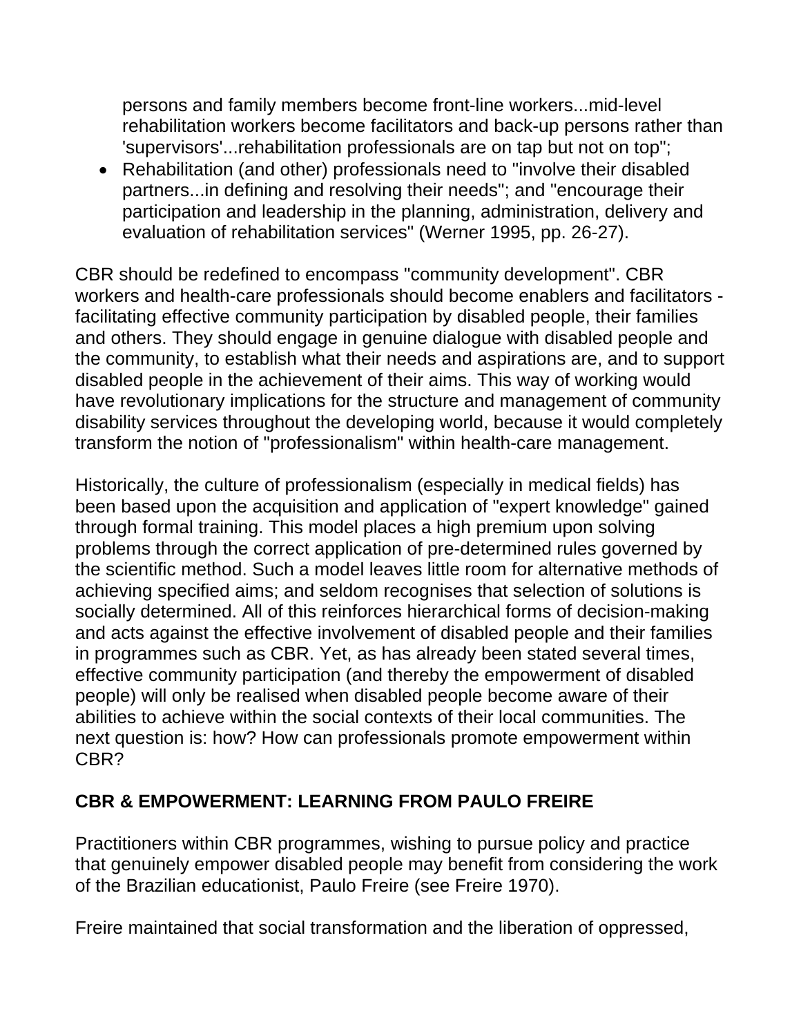persons and family members become front-line workers...mid-level rehabilitation workers become facilitators and back-up persons rather than 'supervisors'...rehabilitation professionals are on tap but not on top";

- Rehabilitation (and other) professionals need to "involve their disabled partners...in defining and resolving their needs"; and "encourage their participation and leadership in the planning, administration, delivery and evaluation of rehabilitation services" (Werner 1995, pp. 26-27).

CBR should be redefined to encompass "community development". CBR workers and health-care professionals should become enablers and facilitators - facilitating effective community participation by disabled people, their families and others. They should engage in genuine dialogue with disabled people and the community, to establish what their needs and aspirations are, and to support disabled people in the achievement of their aims. This way of working would have revolutionary implications for the structure and management of community disability services throughout the developing world, because it would completely transform the notion of "professionalism" within health-care management.

Historically, the culture of professionalism (especially in medical fields) has been based upon the acquisition and application of "expert knowledge" gained through formal training. This model places a high premium upon solving problems through the correct application of pre-determined rules governed by the scientific method. Such a model leaves little room for alternative methods of achieving specified aims; and seldom recognises that selection of solutions is socially determined. All of this reinforces hierarchical forms of decision-making and acts against the effective involvement of disabled people and their families in programmes such as CBR. Yet, as has already been stated several times, effective community participation (and thereby the empowerment of disabled people) will only be realised when disabled people become aware of their abilities to achieve within the social contexts of their local communities. The next question is: how? How can professionals promote empowerment within CBR?

## CBR & EMPOWERMENT: LEARNING FROM PAULO FREIRE

Practitioners within CBR programmes, wishing to pursue policy and practice that genuinely empower disabled people may benefit from considering the work of the Brazilian educationist, Paulo Freire (see Freire 1970).

Freire maintained that social transformation and the liberation of oppressed,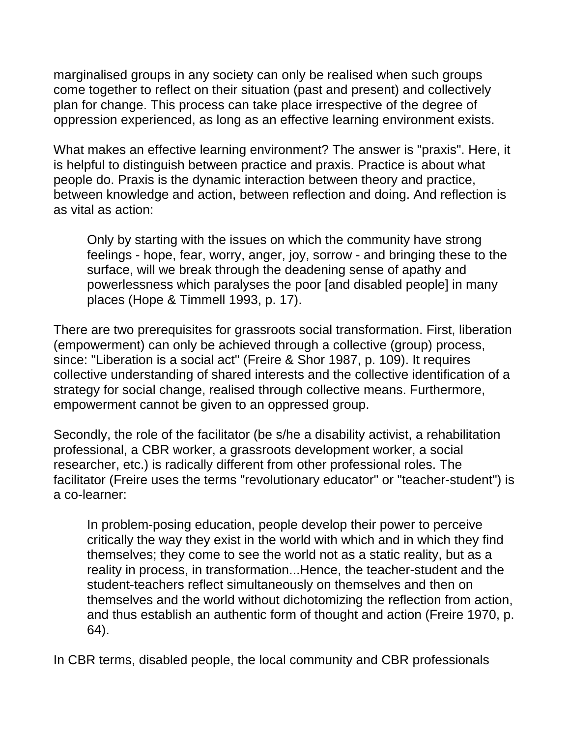marginalised groups in any society can only be realised when such groups come together to reflect on their situation (past and present) and collectively plan for change. This process can take place irrespective of the degree of oppression experienced, as long as an effective learning environment exists.

What makes an effective learning environment? The answer is "praxis". Here, it is helpful to distinguish between practice and praxis. Practice is about what people do. Praxis is the dynamic interaction between theory and practice, between knowledge and action, between reflection and doing. And reflection is as vital as action:

> Only by starting with the issues on which the community have strong feelings - hope, fear, worry, anger, joy, sorrow - and bringing these to the surface, will we break through the deadening sense of apathy and powerlessness which paralyses the poor [and disabled people] in many places (Hope & Timmell 1993, p. 17).

There are two prerequisites for grassroots social transformation. First, liberation (empowerment) can only be achieved through a collective (group) process, since: "Liberation is a social act" (Freire & Shor 1987, p. 109). It requires collective understanding of shared interests and the collective identification of a strategy for social change, realised through collective means. Furthermore, empowerment cannot be given to an oppressed group.

Secondly, the role of the facilitator (be s/he a disability activist, a rehabilitation professional, a CBR worker, a grassroots development worker, a social researcher, etc.) is radically different from other professional roles. The facilitator (Freire uses the terms "revolutionary educator" or "teacher-student") is a co-learner:

> In problem-posing education, people develop their power to perceive critically the way they exist in the world with which and in which they find themselves; they come to see the world not as a static reality, but as a reality in process, in transformation...Hence, the teacher-student and the student-teachers reflect simultaneously on themselves and then on themselves and the world without dichotomizing the reflection from action, and thus establish an authentic form of thought and action (Freire 1970, p. 64).

In CBR terms, disabled people, the local community and CBR professionals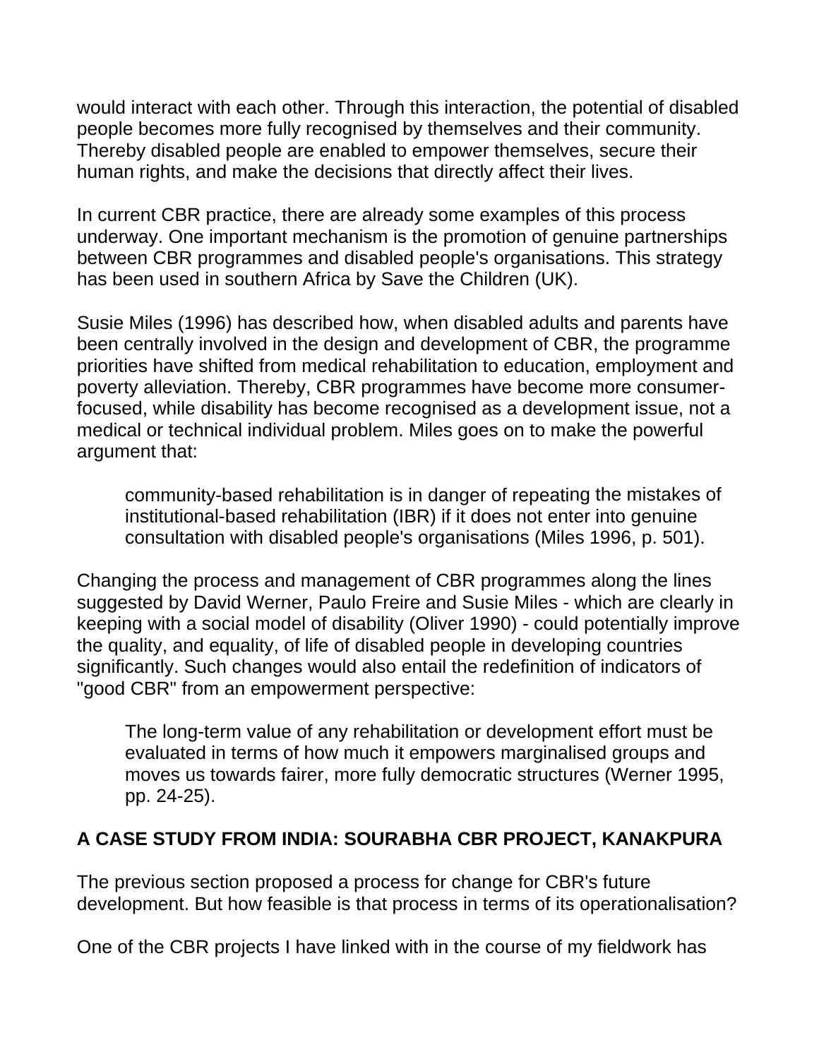would interact with each other. Through this interaction, the potential of disabled people becomes more fully recognised by themselves and their community. Thereby disabled people are enabled to empower themselves, secure their human rights, and make the decisions that directly affect their lives.

In current CBR practice, there are already some examples of this process underway. One important mechanism is the promotion of genuine partnerships between CBR programmes and disabled people's organisations. This strategy has been used in southern Africa by Save the Children (UK).

Susie Miles (1996) has described how, when disabled adults and parents have been centrally involved in the design and development of CBR, the programme priorities have shifted from medical rehabilitation to education, employment and poverty alleviation. Thereby, CBR programmes have become more consumer-focused, while disability has become recognised as a development issue, not a medical or technical individual problem. Miles goes on to make the powerful argument that:

> community-based rehabilitation is in danger of repeating the mistakes of institutional-based rehabilitation (IBR) if it does not enter into genuine consultation with disabled people's organisations (Miles 1996, p. 501).

Changing the process and management of CBR programmes along the lines suggested by David Werner, Paulo Freire and Susie Miles - which are clearly in keeping with a social model of disability (Oliver 1990) - could potentially improve the quality, and equality, of life of disabled people in developing countries significantly. Such changes would also entail the redefinition of indicators of "good CBR" from an empowerment perspective:

> The long-term value of any rehabilitation or development effort must be evaluated in terms of how much it empowers marginalised groups and moves us towards fairer, more fully democratic structures (Werner 1995, pp. 24-25).

## A CASE STUDY FROM INDIA: SOURABHA CBR PROJECT, KANAKPURA

The previous section proposed a process for change for CBR's future development. But how feasible is that process in terms of its operationalisation?

One of the CBR projects I have linked with in the course of my fieldwork has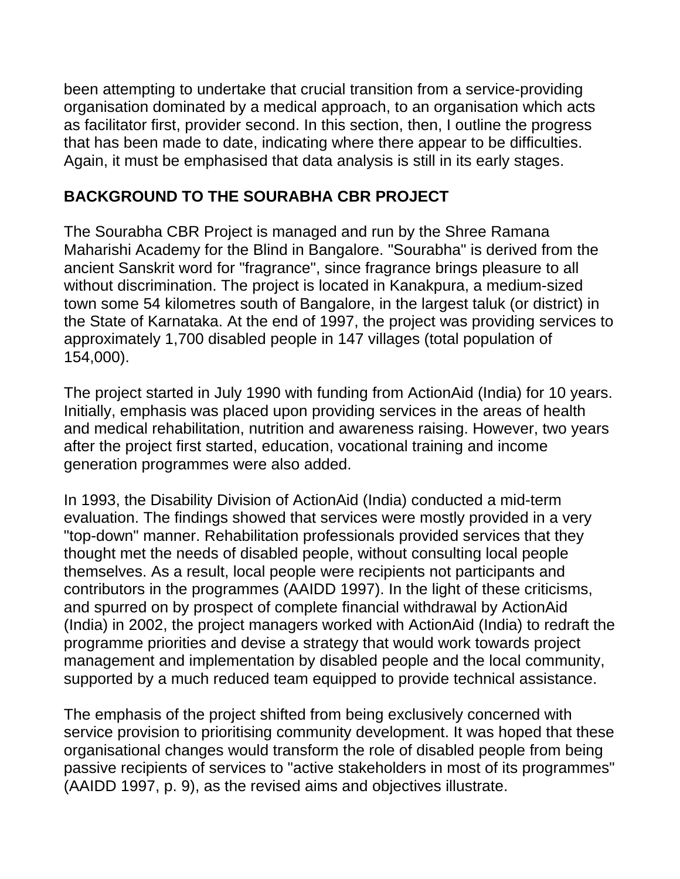been attempting to undertake that crucial transition from a service-providing organisation dominated by a medical approach, to an organisation which acts as facilitator first, provider second. In this section, then, I outline the progress that has been made to date, indicating where there appear to be difficulties. Again, it must be emphasised that data analysis is still in its early stages.

## BACKGROUND TO THE SOURABHA CBR PROJECT

The Sourabha CBR Project is managed and run by the Shree Ramana Maharishi Academy for the Blind in Bangalore. "Sourabha" is derived from the ancient Sanskrit word for "fragrance", since fragrance brings pleasure to all without discrimination. The project is located in Kanakpura, a medium-sized town some 54 kilometres south of Bangalore, in the largest taluk (or district) in the State of Karnataka. At the end of 1997, the project was providing services to approximately 1,700 disabled people in 147 villages (total population of 154,000).

The project started in July 1990 with funding from ActionAid (India) for 10 years. Initially, emphasis was placed upon providing services in the areas of health and medical rehabilitation, nutrition and awareness raising. However, two years after the project first started, education, vocational training and income generation programmes were also added.

In 1993, the Disability Division of ActionAid (India) conducted a mid-term evaluation. The findings showed that services were mostly provided in a very "top-down" manner. Rehabilitation professionals provided services that they thought met the needs of disabled people, without consulting local people themselves. As a result, local people were recipients not participants and contributors in the programmes (AAIDD 1997). In the light of these criticisms, and spurred on by prospect of complete financial withdrawal by ActionAid (India) in 2002, the project managers worked with ActionAid (India) to redraft the programme priorities and devise a strategy that would work towards project management and implementation by disabled people and the local community, supported by a much reduced team equipped to provide technical assistance.

The emphasis of the project shifted from being exclusively concerned with service provision to prioritising community development. It was hoped that these organisational changes would transform the role of disabled people from being passive recipients of services to "active stakeholders in most of its programmes" (AAIDD 1997, p. 9), as the revised aims and objectives illustrate.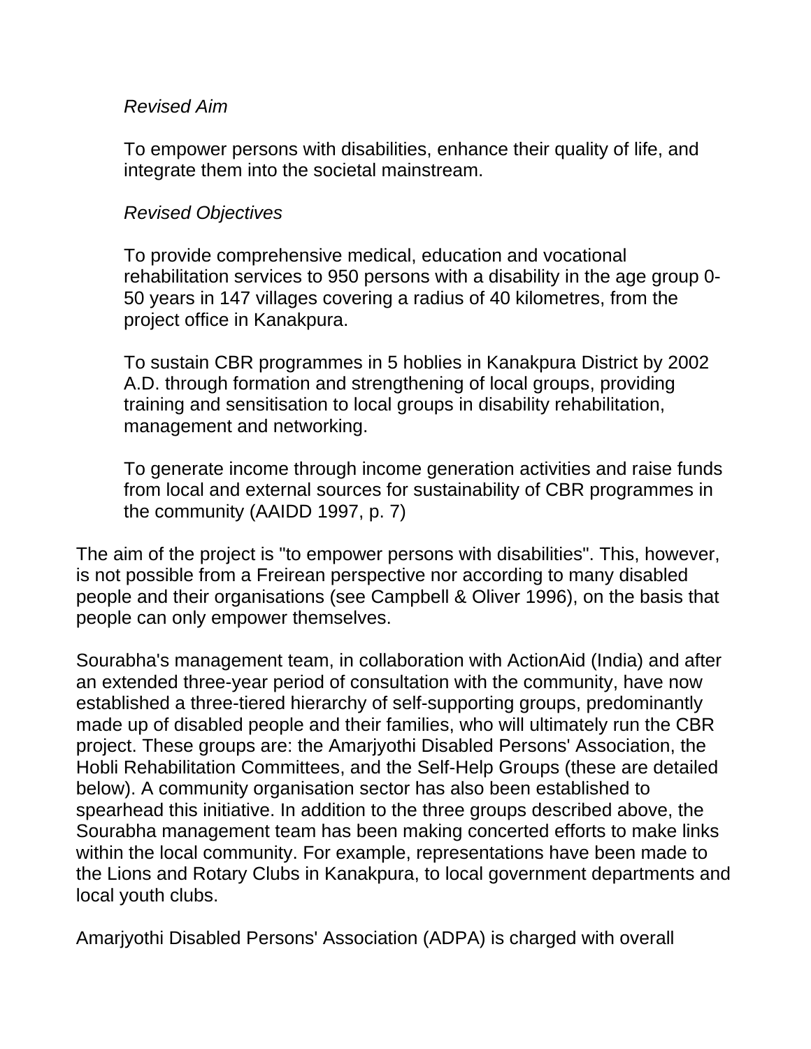> *Revised Aim*
>
> To empower persons with disabilities, enhance their quality of life, and integrate them into the societal mainstream.
>
> *Revised Objectives*
>
> To provide comprehensive medical, education and vocational rehabilitation services to 950 persons with a disability in the age group 0-50 years in 147 villages covering a radius of 40 kilometres, from the project office in Kanakpura.
>
> To sustain CBR programmes in 5 hoblies in Kanakpura District by 2002 A.D. through formation and strengthening of local groups, providing training and sensitisation to local groups in disability rehabilitation, management and networking.
>
> To generate income through income generation activities and raise funds from local and external sources for sustainability of CBR programmes in the community (AAIDD 1997, p. 7)

The aim of the project is "to empower persons with disabilities". This, however, is not possible from a Freirean perspective nor according to many disabled people and their organisations (see Campbell & Oliver 1996), on the basis that people can only empower themselves.

Sourabha's management team, in collaboration with ActionAid (India) and after an extended three-year period of consultation with the community, have now established a three-tiered hierarchy of self-supporting groups, predominantly made up of disabled people and their families, who will ultimately run the CBR project. These groups are: the Amarjyothi Disabled Persons' Association, the Hobli Rehabilitation Committees, and the Self-Help Groups (these are detailed below). A community organisation sector has also been established to spearhead this initiative. In addition to the three groups described above, the Sourabha management team has been making concerted efforts to make links within the local community. For example, representations have been made to the Lions and Rotary Clubs in Kanakpura, to local government departments and local youth clubs.

Amarjyothi Disabled Persons' Association (ADPA) is charged with overall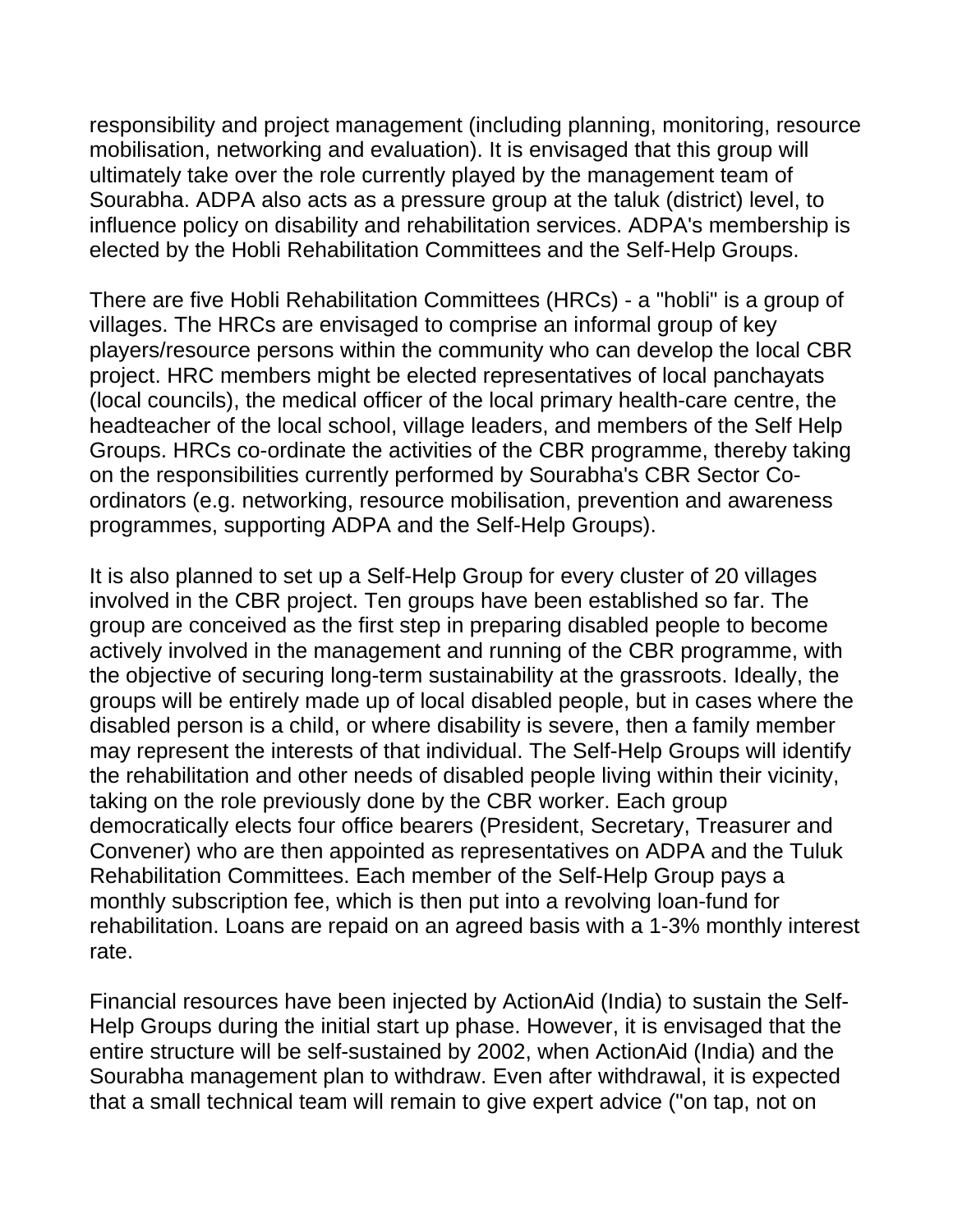responsibility and project management (including planning, monitoring, resource mobilisation, networking and evaluation). It is envisaged that this group will ultimately take over the role currently played by the management team of Sourabha. ADPA also acts as a pressure group at the taluk (district) level, to influence policy on disability and rehabilitation services. ADPA's membership is elected by the Hobli Rehabilitation Committees and the Self-Help Groups.

There are five Hobli Rehabilitation Committees (HRCs) - a "hobli" is a group of villages. The HRCs are envisaged to comprise an informal group of key players/resource persons within the community who can develop the local CBR project. HRC members might be elected representatives of local panchayats (local councils), the medical officer of the local primary health-care centre, the headteacher of the local school, village leaders, and members of the Self Help Groups. HRCs co-ordinate the activities of the CBR programme, thereby taking on the responsibilities currently performed by Sourabha's CBR Sector Co-ordinators (e.g. networking, resource mobilisation, prevention and awareness programmes, supporting ADPA and the Self-Help Groups).

It is also planned to set up a Self-Help Group for every cluster of 20 villages involved in the CBR project. Ten groups have been established so far. The group are conceived as the first step in preparing disabled people to become actively involved in the management and running of the CBR programme, with the objective of securing long-term sustainability at the grassroots. Ideally, the groups will be entirely made up of local disabled people, but in cases where the disabled person is a child, or where disability is severe, then a family member may represent the interests of that individual. The Self-Help Groups will identify the rehabilitation and other needs of disabled people living within their vicinity, taking on the role previously done by the CBR worker. Each group democratically elects four office bearers (President, Secretary, Treasurer and Convener) who are then appointed as representatives on ADPA and the Tuluk Rehabilitation Committees. Each member of the Self-Help Group pays a monthly subscription fee, which is then put into a revolving loan-fund for rehabilitation. Loans are repaid on an agreed basis with a 1-3% monthly interest rate.

Financial resources have been injected by ActionAid (India) to sustain the Self-Help Groups during the initial start up phase. However, it is envisaged that the entire structure will be self-sustained by 2002, when ActionAid (India) and the Sourabha management plan to withdraw. Even after withdrawal, it is expected that a small technical team will remain to give expert advice ("on tap, not on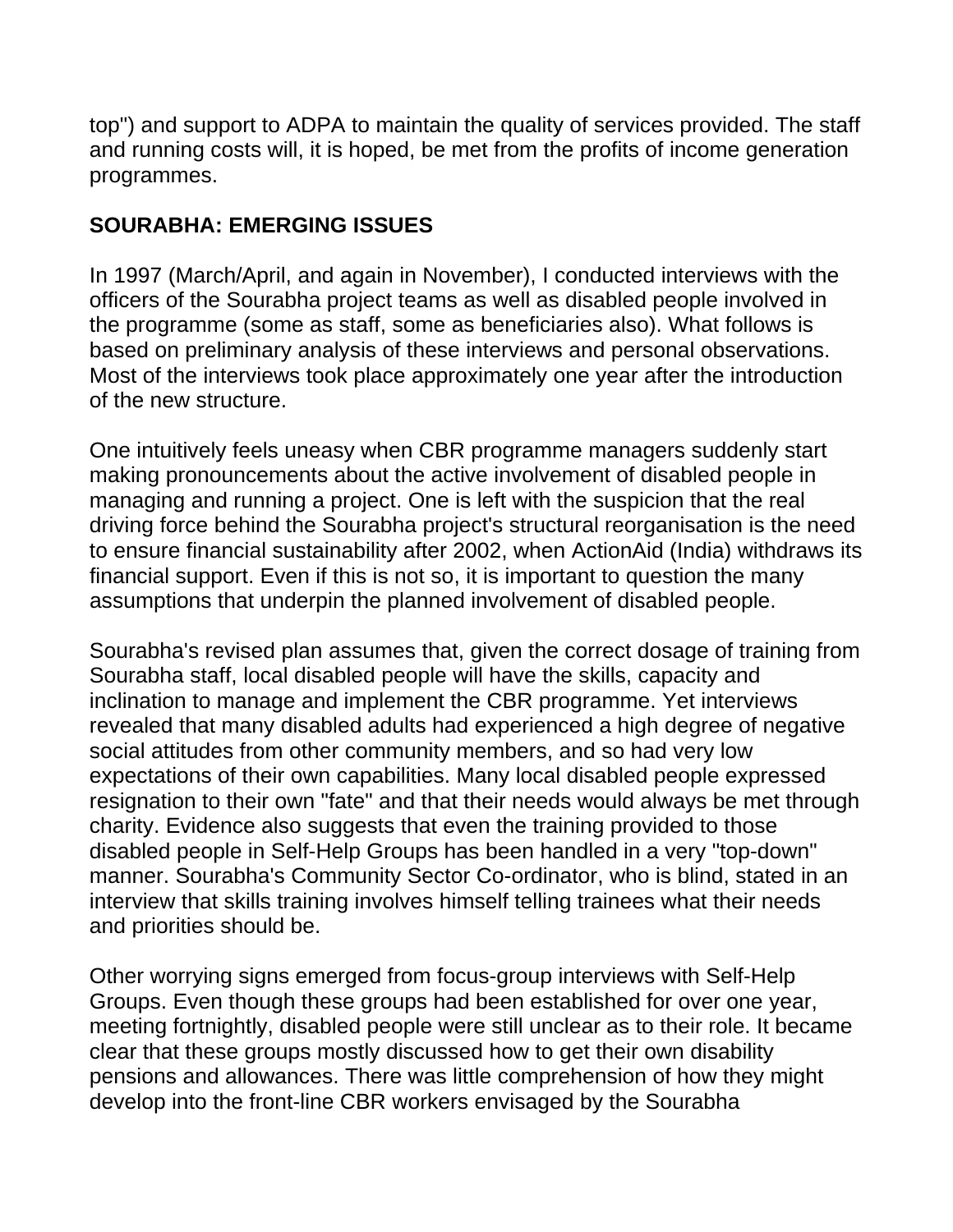top") and support to ADPA to maintain the quality of services provided. The staff and running costs will, it is hoped, be met from the profits of income generation programmes.

## SOURABHA: EMERGING ISSUES

In 1997 (March/April, and again in November), I conducted interviews with the officers of the Sourabha project teams as well as disabled people involved in the programme (some as staff, some as beneficiaries also). What follows is based on preliminary analysis of these interviews and personal observations. Most of the interviews took place approximately one year after the introduction of the new structure.

One intuitively feels uneasy when CBR programme managers suddenly start making pronouncements about the active involvement of disabled people in managing and running a project. One is left with the suspicion that the real driving force behind the Sourabha project's structural reorganisation is the need to ensure financial sustainability after 2002, when ActionAid (India) withdraws its financial support. Even if this is not so, it is important to question the many assumptions that underpin the planned involvement of disabled people.

Sourabha's revised plan assumes that, given the correct dosage of training from Sourabha staff, local disabled people will have the skills, capacity and inclination to manage and implement the CBR programme. Yet interviews revealed that many disabled adults had experienced a high degree of negative social attitudes from other community members, and so had very low expectations of their own capabilities. Many local disabled people expressed resignation to their own "fate" and that their needs would always be met through charity. Evidence also suggests that even the training provided to those disabled people in Self-Help Groups has been handled in a very "top-down" manner. Sourabha's Community Sector Co-ordinator, who is blind, stated in an interview that skills training involves himself telling trainees what their needs and priorities should be.

Other worrying signs emerged from focus-group interviews with Self-Help Groups. Even though these groups had been established for over one year, meeting fortnightly, disabled people were still unclear as to their role. It became clear that these groups mostly discussed how to get their own disability pensions and allowances. There was little comprehension of how they might develop into the front-line CBR workers envisaged by the Sourabha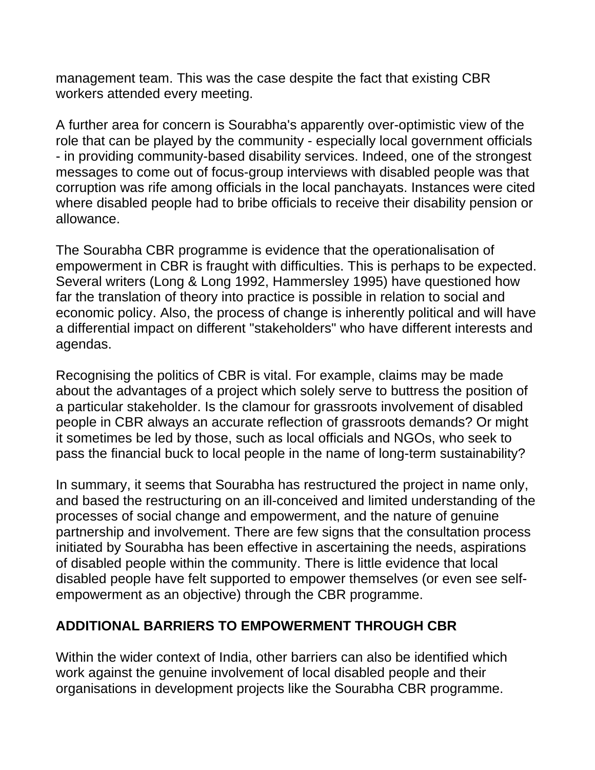management team. This was the case despite the fact that existing CBR workers attended every meeting.

A further area for concern is Sourabha's apparently over-optimistic view of the role that can be played by the community - especially local government officials - in providing community-based disability services. Indeed, one of the strongest messages to come out of focus-group interviews with disabled people was that corruption was rife among officials in the local panchayats. Instances were cited where disabled people had to bribe officials to receive their disability pension or allowance.

The Sourabha CBR programme is evidence that the operationalisation of empowerment in CBR is fraught with difficulties. This is perhaps to be expected. Several writers (Long & Long 1992, Hammersley 1995) have questioned how far the translation of theory into practice is possible in relation to social and economic policy. Also, the process of change is inherently political and will have a differential impact on different "stakeholders" who have different interests and agendas.

Recognising the politics of CBR is vital. For example, claims may be made about the advantages of a project which solely serve to buttress the position of a particular stakeholder. Is the clamour for grassroots involvement of disabled people in CBR always an accurate reflection of grassroots demands? Or might it sometimes be led by those, such as local officials and NGOs, who seek to pass the financial buck to local people in the name of long-term sustainability?

In summary, it seems that Sourabha has restructured the project in name only, and based the restructuring on an ill-conceived and limited understanding of the processes of social change and empowerment, and the nature of genuine partnership and involvement. There are few signs that the consultation process initiated by Sourabha has been effective in ascertaining the needs, aspirations of disabled people within the community. There is little evidence that local disabled people have felt supported to empower themselves (or even see self-empowerment as an objective) through the CBR programme.

## ADDITIONAL BARRIERS TO EMPOWERMENT THROUGH CBR

Within the wider context of India, other barriers can also be identified which work against the genuine involvement of local disabled people and their organisations in development projects like the Sourabha CBR programme.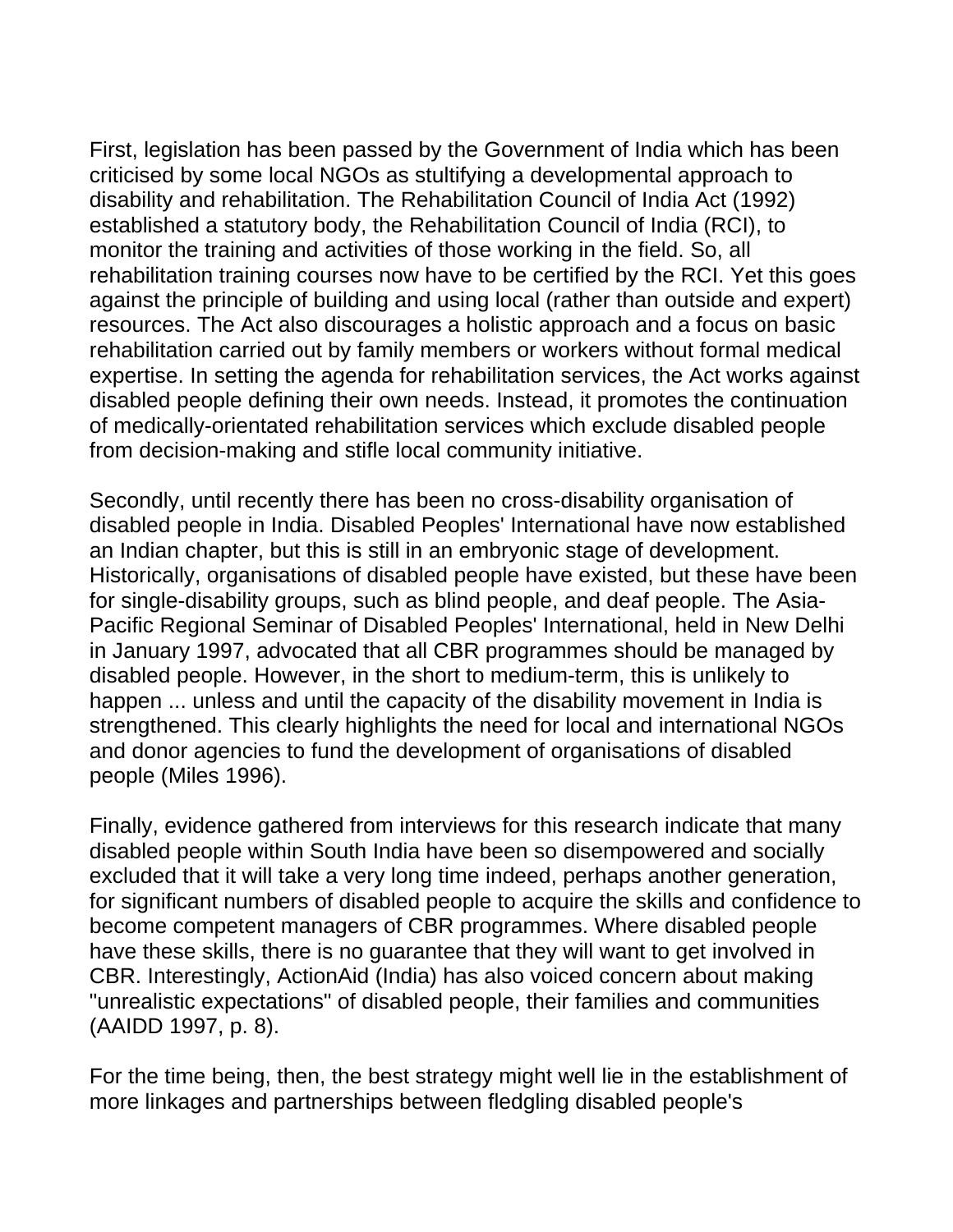First, legislation has been passed by the Government of India which has been criticised by some local NGOs as stultifying a developmental approach to disability and rehabilitation. The Rehabilitation Council of India Act (1992) established a statutory body, the Rehabilitation Council of India (RCI), to monitor the training and activities of those working in the field. So, all rehabilitation training courses now have to be certified by the RCI. Yet this goes against the principle of building and using local (rather than outside and expert) resources. The Act also discourages a holistic approach and a focus on basic rehabilitation carried out by family members or workers without formal medical expertise. In setting the agenda for rehabilitation services, the Act works against disabled people defining their own needs. Instead, it promotes the continuation of medically-orientated rehabilitation services which exclude disabled people from decision-making and stifle local community initiative.

Secondly, until recently there has been no cross-disability organisation of disabled people in India. Disabled Peoples' International have now established an Indian chapter, but this is still in an embryonic stage of development. Historically, organisations of disabled people have existed, but these have been for single-disability groups, such as blind people, and deaf people. The Asia-Pacific Regional Seminar of Disabled Peoples' International, held in New Delhi in January 1997, advocated that all CBR programmes should be managed by disabled people. However, in the short to medium-term, this is unlikely to happen ... unless and until the capacity of the disability movement in India is strengthened. This clearly highlights the need for local and international NGOs and donor agencies to fund the development of organisations of disabled people (Miles 1996).

Finally, evidence gathered from interviews for this research indicate that many disabled people within South India have been so disempowered and socially excluded that it will take a very long time indeed, perhaps another generation, for significant numbers of disabled people to acquire the skills and confidence to become competent managers of CBR programmes. Where disabled people have these skills, there is no guarantee that they will want to get involved in CBR. Interestingly, ActionAid (India) has also voiced concern about making "unrealistic expectations" of disabled people, their families and communities (AAIDD 1997, p. 8).

For the time being, then, the best strategy might well lie in the establishment of more linkages and partnerships between fledgling disabled people's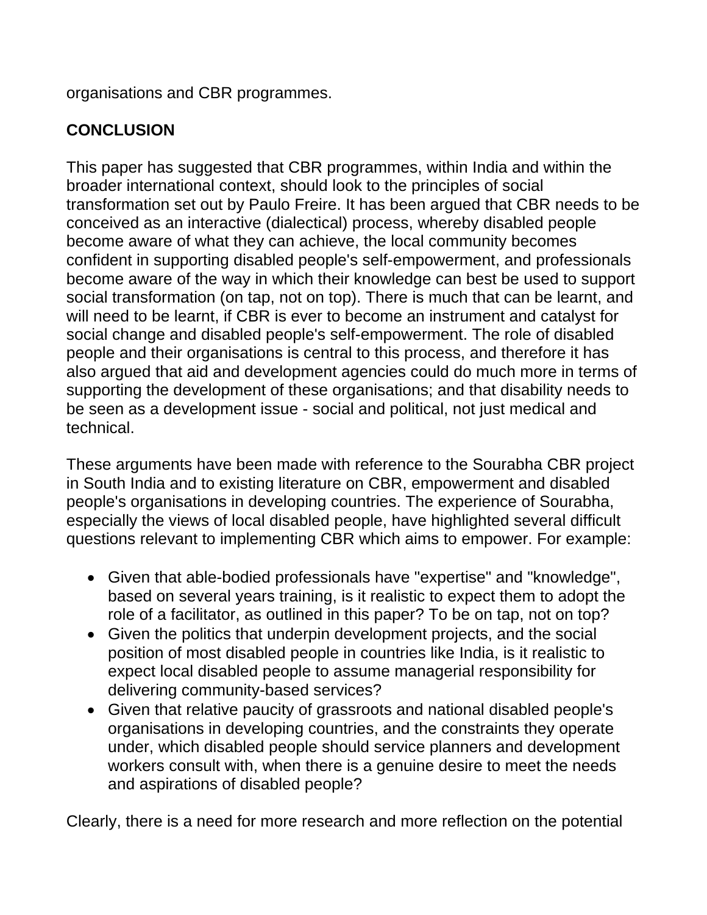organisations and CBR programmes.

## CONCLUSION

This paper has suggested that CBR programmes, within India and within the broader international context, should look to the principles of social transformation set out by Paulo Freire. It has been argued that CBR needs to be conceived as an interactive (dialectical) process, whereby disabled people become aware of what they can achieve, the local community becomes confident in supporting disabled people's self-empowerment, and professionals become aware of the way in which their knowledge can best be used to support social transformation (on tap, not on top). There is much that can be learnt, and will need to be learnt, if CBR is ever to become an instrument and catalyst for social change and disabled people's self-empowerment. The role of disabled people and their organisations is central to this process, and therefore it has also argued that aid and development agencies could do much more in terms of supporting the development of these organisations; and that disability needs to be seen as a development issue - social and political, not just medical and technical.

These arguments have been made with reference to the Sourabha CBR project in South India and to existing literature on CBR, empowerment and disabled people's organisations in developing countries. The experience of Sourabha, especially the views of local disabled people, have highlighted several difficult questions relevant to implementing CBR which aims to empower. For example:

- Given that able-bodied professionals have "expertise" and "knowledge", based on several years training, is it realistic to expect them to adopt the role of a facilitator, as outlined in this paper? To be on tap, not on top?
- Given the politics that underpin development projects, and the social position of most disabled people in countries like India, is it realistic to expect local disabled people to assume managerial responsibility for delivering community-based services?
- Given that relative paucity of grassroots and national disabled people's organisations in developing countries, and the constraints they operate under, which disabled people should service planners and development workers consult with, when there is a genuine desire to meet the needs and aspirations of disabled people?

Clearly, there is a need for more research and more reflection on the potential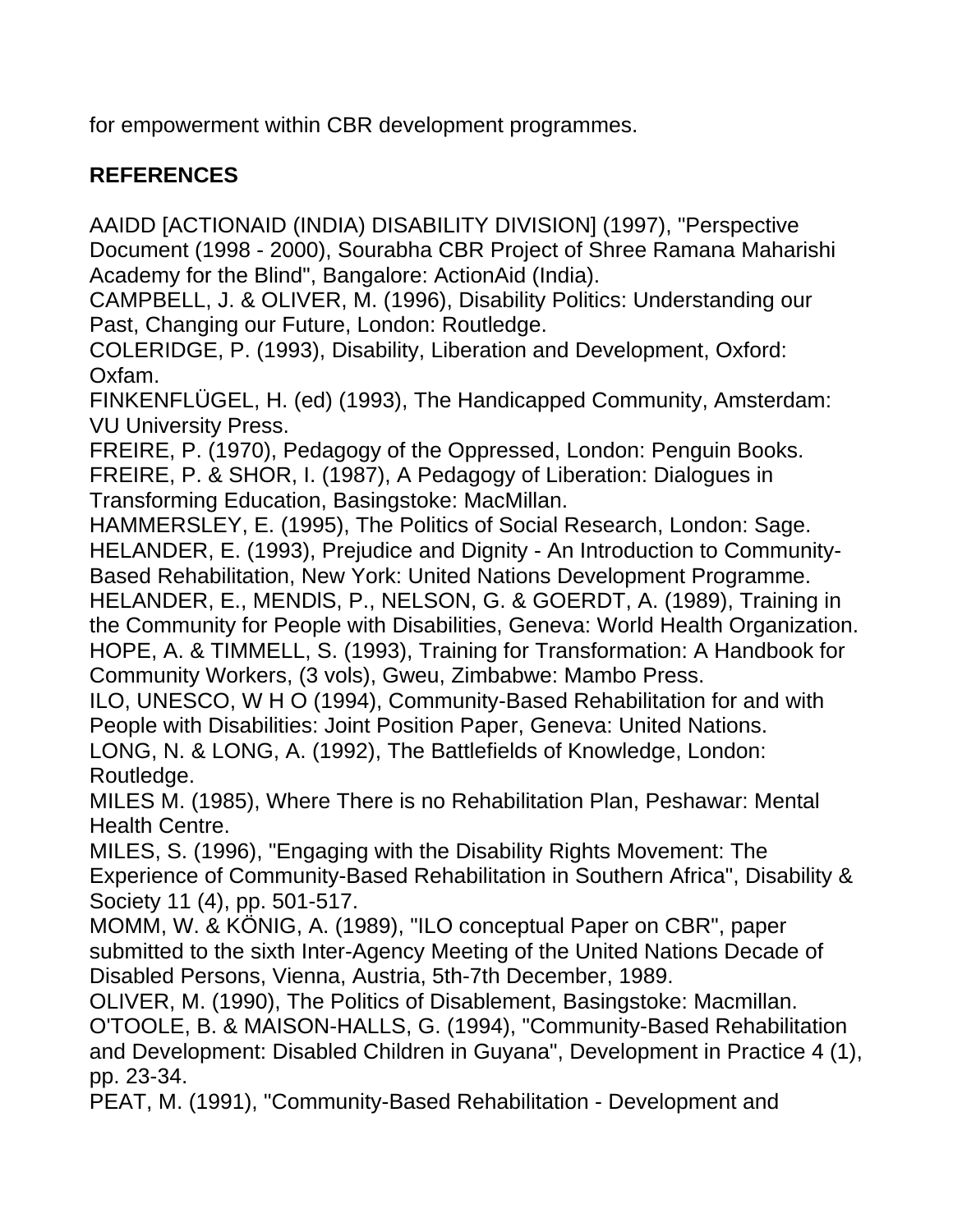for empowerment within CBR development programmes.

## REFERENCES

AAIDD [ACTIONAID (INDIA) DISABILITY DIVISION] (1997), "Perspective Document (1998 - 2000), Sourabha CBR Project of Shree Ramana Maharishi Academy for the Blind", Bangalore: ActionAid (India).
CAMPBELL, J. & OLIVER, M. (1996), Disability Politics: Understanding our Past, Changing our Future, London: Routledge.
COLERIDGE, P. (1993), Disability, Liberation and Development, Oxford: Oxfam.
FINKENFLÜGEL, H. (ed) (1993), The Handicapped Community, Amsterdam: VU University Press.
FREIRE, P. (1970), Pedagogy of the Oppressed, London: Penguin Books.
FREIRE, P. & SHOR, I. (1987), A Pedagogy of Liberation: Dialogues in Transforming Education, Basingstoke: MacMillan.
HAMMERSLEY, E. (1995), The Politics of Social Research, London: Sage.
HELANDER, E. (1993), Prejudice and Dignity - An Introduction to Community-Based Rehabilitation, New York: United Nations Development Programme.
HELANDER, E., MENDIS, P., NELSON, G. & GOERDT, A. (1989), Training in the Community for People with Disabilities, Geneva: World Health Organization.
HOPE, A. & TIMMELL, S. (1993), Training for Transformation: A Handbook for Community Workers, (3 vols), Gweu, Zimbabwe: Mambo Press.
ILO, UNESCO, W H O (1994), Community-Based Rehabilitation for and with People with Disabilities: Joint Position Paper, Geneva: United Nations.
LONG, N. & LONG, A. (1992), The Battlefields of Knowledge, London: Routledge.
MILES M. (1985), Where There is no Rehabilitation Plan, Peshawar: Mental Health Centre.
MILES, S. (1996), "Engaging with the Disability Rights Movement: The Experience of Community-Based Rehabilitation in Southern Africa", Disability & Society 11 (4), pp. 501-517.
MOMM, W. & KÖNIG, A. (1989), "ILO conceptual Paper on CBR", paper submitted to the sixth Inter-Agency Meeting of the United Nations Decade of Disabled Persons, Vienna, Austria, 5th-7th December, 1989.
OLIVER, M. (1990), The Politics of Disablement, Basingstoke: Macmillan.
O'TOOLE, B. & MAISON-HALLS, G. (1994), "Community-Based Rehabilitation and Development: Disabled Children in Guyana", Development in Practice 4 (1), pp. 23-34.
PEAT, M. (1991), "Community-Based Rehabilitation - Development and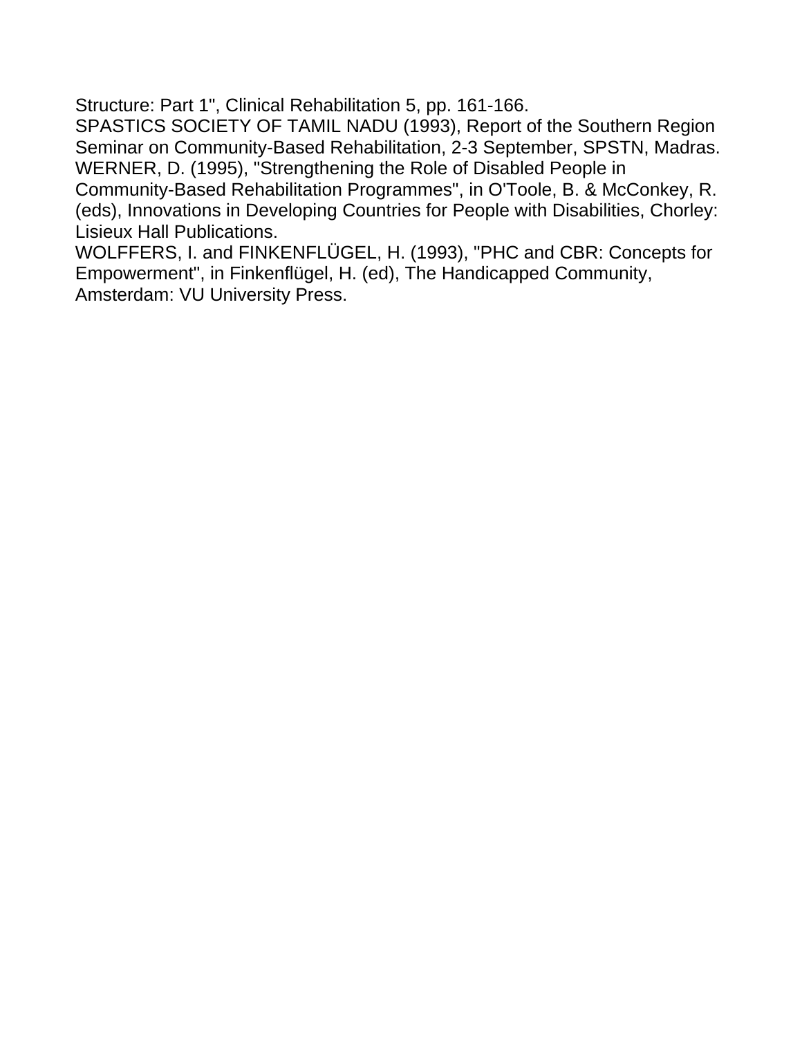Structure: Part 1", Clinical Rehabilitation 5, pp. 161-166.

SPASTICS SOCIETY OF TAMIL NADU (1993), Report of the Southern Region Seminar on Community-Based Rehabilitation, 2-3 September, SPSTN, Madras.

WERNER, D. (1995), "Strengthening the Role of Disabled People in Community-Based Rehabilitation Programmes", in O'Toole, B. & McConkey, R. (eds), Innovations in Developing Countries for People with Disabilities, Chorley: Lisieux Hall Publications.

WOLFFERS, I. and FINKENFLÜGEL, H. (1993), "PHC and CBR: Concepts for Empowerment", in Finkenflügel, H. (ed), The Handicapped Community, Amsterdam: VU University Press.